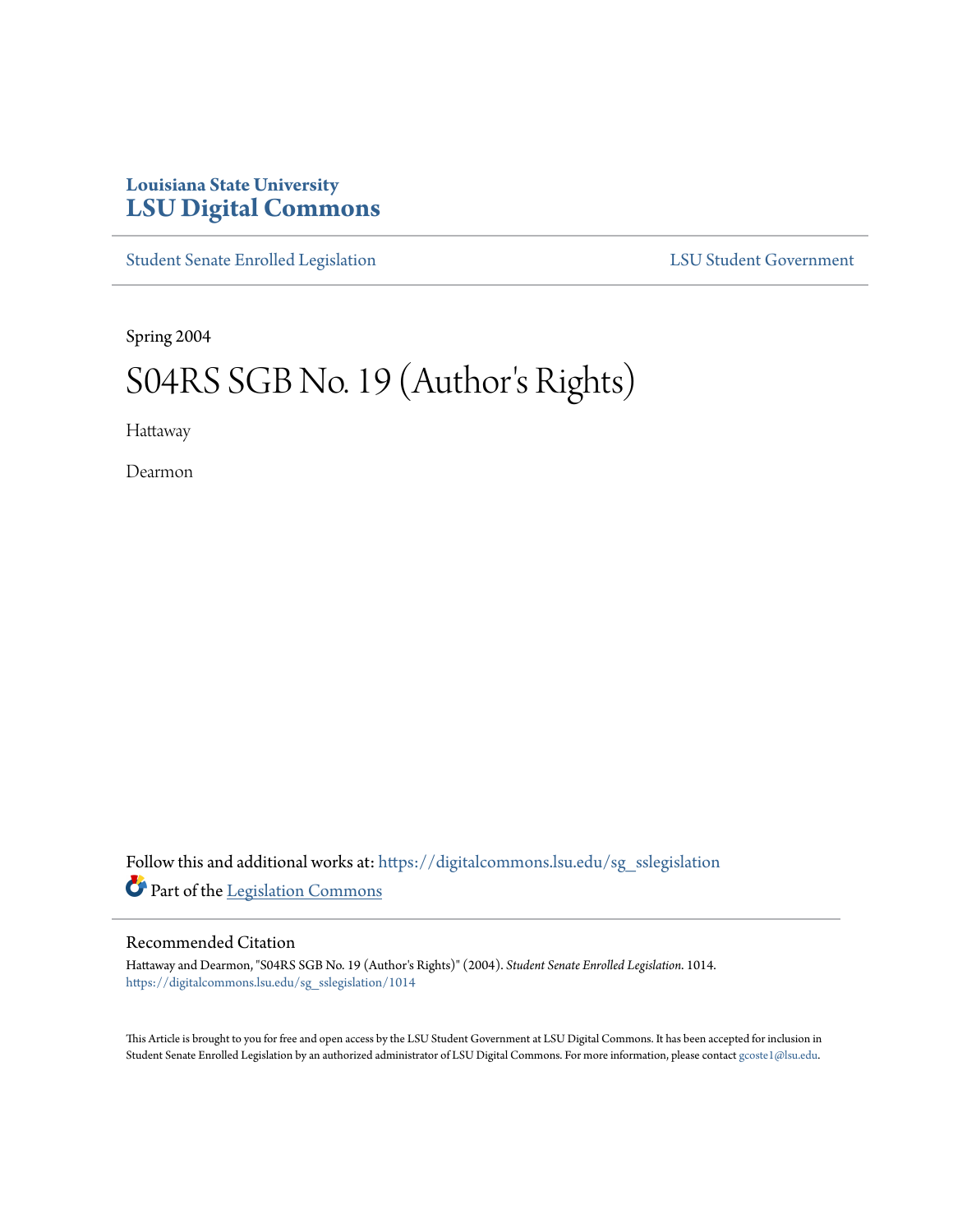Louisiana State University
# LSU Digital Commons

Student Senate Enrolled Legislation | LSU Student Government

Spring 2004

# S04RS SGB No. 19 (Author's Rights)

Hattaway

Dearmon

Follow this and additional works at: https://digitalcommons.lsu.edu/sg_sslegislation

Part of the Legislation Commons

## Recommended Citation

Hattaway and Dearmon, "S04RS SGB No. 19 (Author's Rights)" (2004). *Student Senate Enrolled Legislation*. 1014.
https://digitalcommons.lsu.edu/sg_sslegislation/1014

This Article is brought to you for free and open access by the LSU Student Government at LSU Digital Commons. It has been accepted for inclusion in Student Senate Enrolled Legislation by an authorized administrator of LSU Digital Commons. For more information, please contact gcoste1@lsu.edu.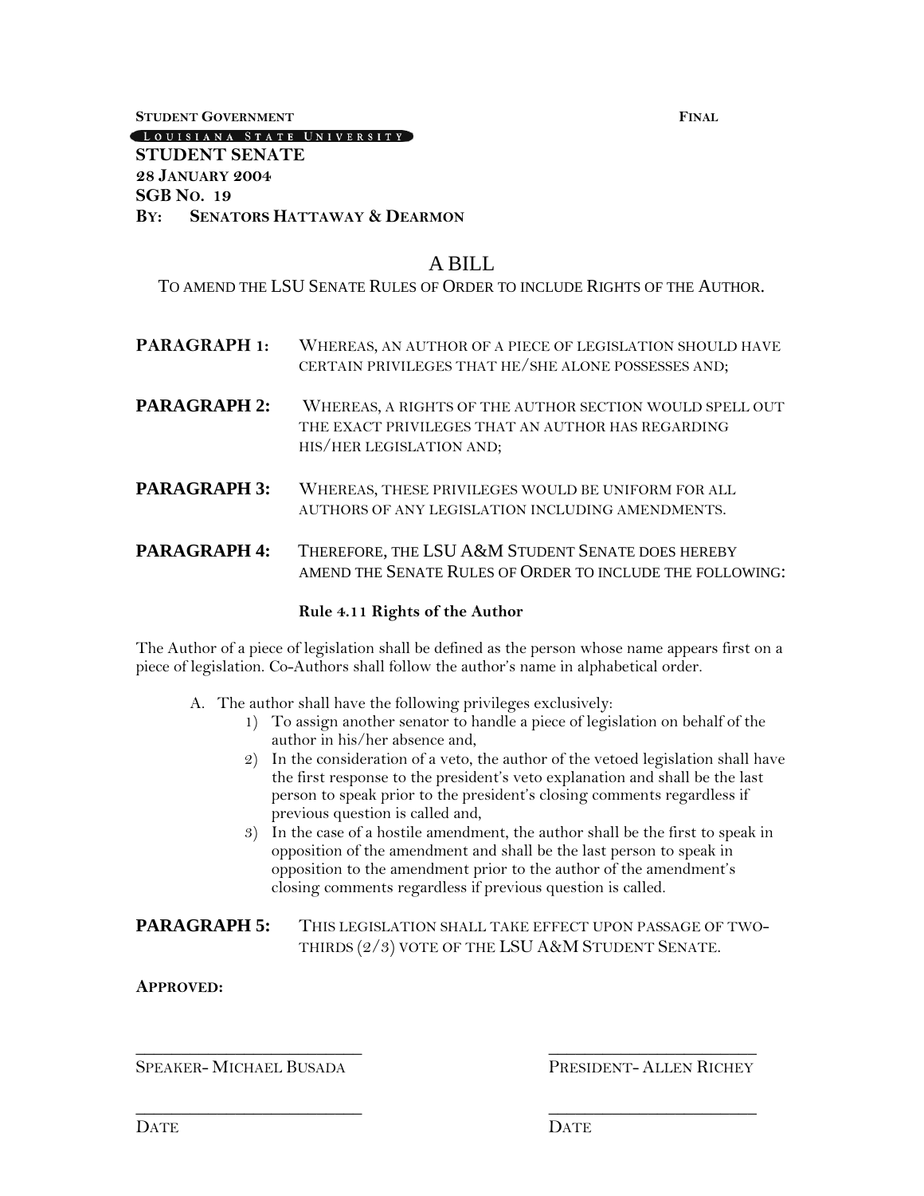**STUDENT GOVERNMENT** **FINAL**

LOUISIANA STATE UNIVERSITY

**STUDENT SENATE**
**28 JANUARY 2004**
**SGB NO. 19**
**BY: SENATORS HATTAWAY & DEARMON**

# A BILL

TO AMEND THE LSU SENATE RULES OF ORDER TO INCLUDE RIGHTS OF THE AUTHOR.

**PARAGRAPH 1:** WHEREAS, AN AUTHOR OF A PIECE OF LEGISLATION SHOULD HAVE CERTAIN PRIVILEGES THAT HE/SHE ALONE POSSESSES AND;

**PARAGRAPH 2:** WHEREAS, A RIGHTS OF THE AUTHOR SECTION WOULD SPELL OUT THE EXACT PRIVILEGES THAT AN AUTHOR HAS REGARDING HIS/HER LEGISLATION AND;

**PARAGRAPH 3:** WHEREAS, THESE PRIVILEGES WOULD BE UNIFORM FOR ALL AUTHORS OF ANY LEGISLATION INCLUDING AMENDMENTS.

**PARAGRAPH 4:** THEREFORE, THE LSU A&M STUDENT SENATE DOES HEREBY AMEND THE SENATE RULES OF ORDER TO INCLUDE THE FOLLOWING:

**Rule 4.11 Rights of the Author**

The Author of a piece of legislation shall be defined as the person whose name appears first on a piece of legislation. Co-Authors shall follow the author's name in alphabetical order.

A. The author shall have the following privileges exclusively:
   1) To assign another senator to handle a piece of legislation on behalf of the author in his/her absence and,
   2) In the consideration of a veto, the author of the vetoed legislation shall have the first response to the president's veto explanation and shall be the last person to speak prior to the president's closing comments regardless if previous question is called and,
   3) In the case of a hostile amendment, the author shall be the first to speak in opposition of the amendment and shall be the last person to speak in opposition to the amendment prior to the author of the amendment's closing comments regardless if previous question is called.

**PARAGRAPH 5:** THIS LEGISLATION SHALL TAKE EFFECT UPON PASSAGE OF TWO-THIRDS (2/3) VOTE OF THE LSU A&M STUDENT SENATE.

**APPROVED:**

\_\_\_\_\_\_\_\_\_\_\_\_\_\_\_\_\_\_\_\_\_\_\_\_ \_\_\_\_\_\_\_\_\_\_\_\_\_\_\_\_\_\_\_\_\_\_\_\_
SPEAKER- MICHAEL BUSADA PRESIDENT- ALLEN RICHEY

\_\_\_\_\_\_\_\_\_\_\_\_\_\_\_\_\_\_\_\_\_\_\_\_ \_\_\_\_\_\_\_\_\_\_\_\_\_\_\_\_\_\_\_\_\_\_\_\_
DATE DATE